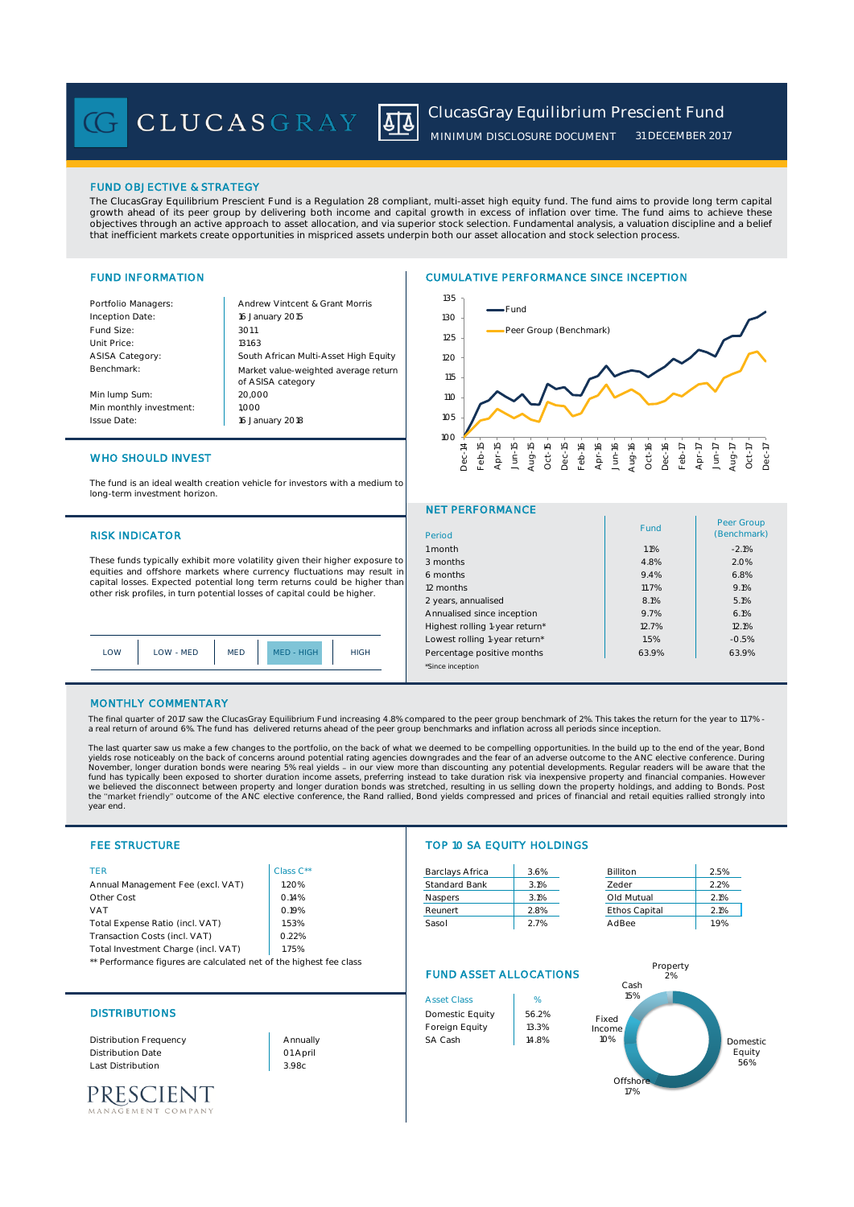# ClucasGray Equilibrium Prescient Fund

MINIMUM DISCLOSURE DOCUMENT 31 DECEMBER 2017

## FUND OBJECTIVE & STRATEGY

The ClucasGray Equilibrium Prescient Fund is a Regulation 28 compliant, multi-asset high equity fund. The fund aims to provide long term capital growth ahead of its peer group by delivering both income and capital growth in excess of inflation over time. The fund aims to achieve these objectives through an active approach to asset allocation, and via superior stock selection. Fundamental analysis, a valuation discipline and a belief that inefficient markets create opportunities in mispriced assets underpin both our asset allocation and stock selection process.

## FUND INFORMATION

| | |
|---|---|
| Portfolio Managers: | Andrew Vintcent & Grant Morris |
| Inception Date: | 16 January 2015 |
| Fund Size: | 30.11 |
| Unit Price: | 131.63 |
| ASISA Category: | South African Multi-Asset High Equity |
| Benchmark: | Market value-weighted average return of ASISA category |
| Min lump Sum: | 20,000 |
| Min monthly investment: | 1,000 |
| Issue Date: | 16 January 2018 |

## CUMULATIVE PERFORMANCE SINCE INCEPTION

## WHO SHOULD INVEST

The fund is an ideal wealth creation vehicle for investors with a medium to long-term investment horizon.

## RISK INDICATOR

These funds typically exhibit more volatility given their higher exposure to equities and offshore markets where currency fluctuations may result in capital losses. Expected potential long term returns could be higher than other risk profiles, in turn potential losses of capital could be higher.

| LOW | LOW - MED | MED | **MED - HIGH** | HIGH |
|---|---|---|---|---|

## NET PERFORMANCE

| Period | Fund | Peer Group (Benchmark) |
|---|---|---|
| 1 month | 1.1% | -2.1% |
| 3 months | 4.8% | 2.0% |
| 6 months | 9.4% | 6.8% |
| 12 months | 11.7% | 9.1% |
| 2 years, annualised | 8.1% | 5.1% |
| Annualised since inception | 9.7% | 6.1% |
| Highest rolling 1-year return* | 12.7% | 12.1% |
| Lowest rolling 1-year return* | 1.5% | -0.5% |
| Percentage positive months | 63.9% | 63.9% |

*Since inception

## MONTHLY COMMENTARY

The final quarter of 2017 saw the ClucasGray Equilibrium Fund increasing 4.8% compared to the peer group benchmark of 2%. This takes the return for the year to 11.7% - a real return of around 6%. The fund has delivered returns ahead of the peer group benchmarks and inflation across all periods since inception.

The last quarter saw us make a few changes to the portfolio, on the back of what we deemed to be compelling opportunities. In the build up to the end of the year, Bond yields rose noticeably on the back of concerns around potential rating agencies downgrades and the fear of an adverse outcome to the ANC elective conference. During November, longer duration bonds were nearing 5% real yields – in our view more than discounting any potential developments. Regular readers will be aware that the fund has typically been exposed to shorter duration income assets, preferring instead to take duration risk via inexpensive property and financial companies. However we believed the disconnect between property and longer duration bonds was stretched, resulting in us selling down the property holdings, and adding to Bonds. Post the "market friendly" outcome of the ANC elective conference, the Rand rallied, Bond yields compressed and prices of financial and retail equities rallied strongly into year end.

## FEE STRUCTURE

| TER | Class C** |
|---|---|
| Annual Management Fee (excl. VAT) | 1.20% |
| Other Cost | 0.14% |
| VAT | 0.19% |
| Total Expense Ratio (incl. VAT) | 1.53% |
| Transaction Costs (incl. VAT) | 0.22% |
| Total Investment Charge (incl. VAT) | 1.75% |

** Performance figures are calculated net of the highest fee class

## TOP 10 SA EQUITY HOLDINGS

| | | | |
|---|---|---|---|
| Barclays Africa | 3.6% | Billiton | 2.5% |
| Standard Bank | 3.1% | Zeder | 2.2% |
| Naspers | 3.1% | Old Mutual | 2.1% |
| Reunert | 2.8% | Ethos Capital | 2.1% |
| Sasol | 2.7% | AdBee | 1.9% |

## DISTRIBUTIONS

| | |
|---|---|
| Distribution Frequency | Annually |
| Distribution Date | 01 April |
| Last Distribution | 3.98c |

## FUND ASSET ALLOCATIONS

| Asset Class | % |
|---|---|
| Domestic Equity | 56.2% |
| Foreign Equity | 13.3% |
| SA Cash | 14.8% |

Domestic Equity 56%, Offshore 17%, Fixed Income 10%, Cash 15%, Property 2%

PRESCIENT MANAGEMENT COMPANY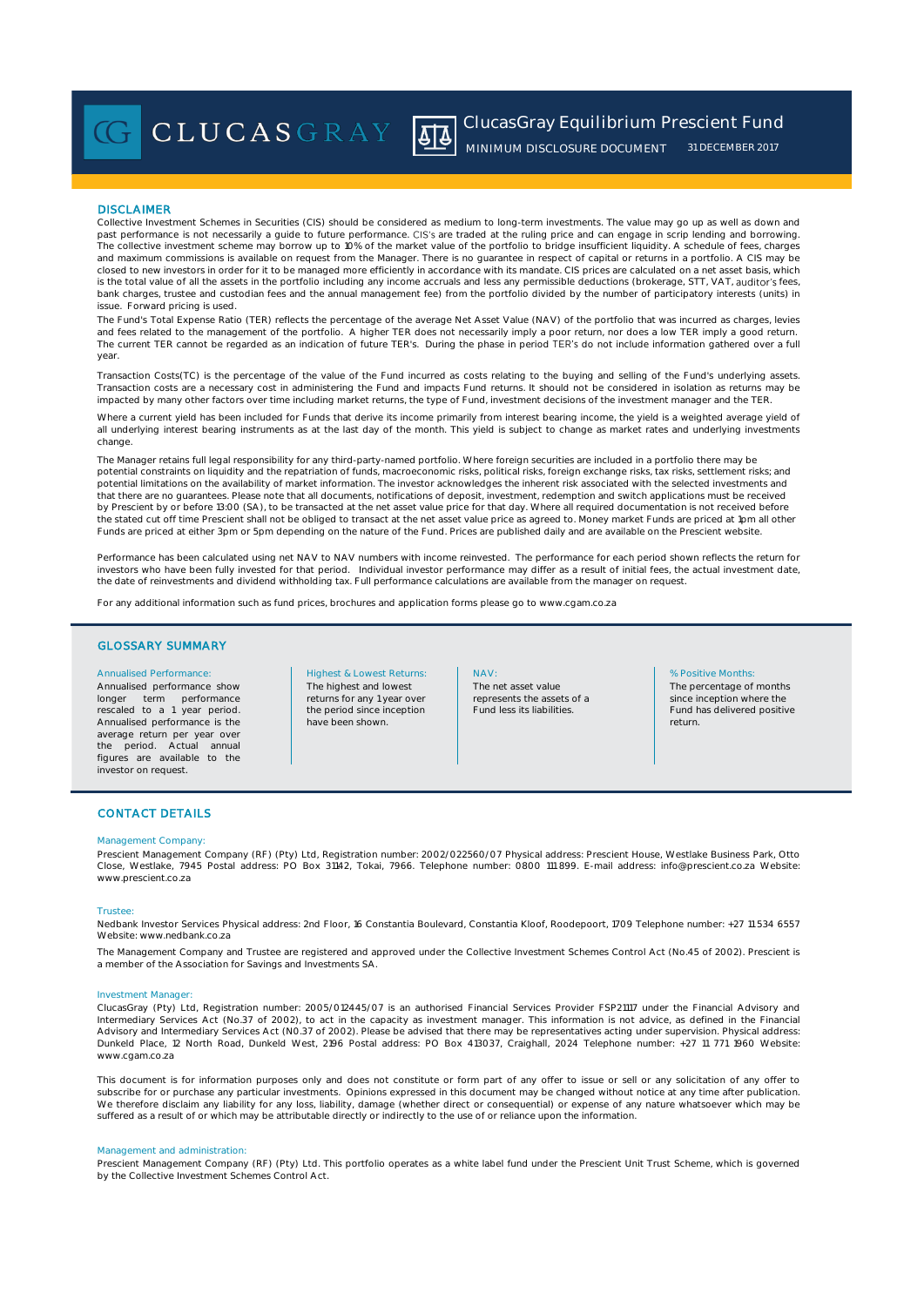CLUCASGRAY

# ClucasGray Equilibrium Prescient Fund

MINIMUM DISCLOSURE DOCUMENT 31 DECEMBER 2017

## DISCLAIMER

Collective Investment Schemes in Securities (CIS) should be considered as medium to long-term investments. The value may go up as well as down and past performance is not necessarily a guide to future performance. CIS's are traded at the ruling price and can engage in scrip lending and borrowing. The collective investment scheme may borrow up to 10% of the market value of the portfolio to bridge insufficient liquidity. A schedule of fees, charges and maximum commissions is available on request from the Manager. There is no guarantee in respect of capital or returns in a portfolio. A CIS may be closed to new investors in order for it to be managed more efficiently in accordance with its mandate. CIS prices are calculated on a net asset basis, which is the total value of all the assets in the portfolio including any income accruals and less any permissible deductions (brokerage, STT, VAT, auditor's fees, bank charges, trustee and custodian fees and the annual management fee) from the portfolio divided by the number of participatory interests (units) in issue. Forward pricing is used.

The Fund's Total Expense Ratio (TER) reflects the percentage of the average Net Asset Value (NAV) of the portfolio that was incurred as charges, levies and fees related to the management of the portfolio. A higher TER does not necessarily imply a poor return, nor does a low TER imply a good return. The current TER cannot be regarded as an indication of future TER's. During the phase in period TER's do not include information gathered over a full year.

Transaction Costs(TC) is the percentage of the value of the Fund incurred as costs relating to the buying and selling of the Fund's underlying assets. Transaction costs are a necessary cost in administering the Fund and impacts Fund returns. It should not be considered in isolation as returns may be impacted by many other factors over time including market returns, the type of Fund, investment decisions of the investment manager and the TER.

Where a current yield has been included for Funds that derive its income primarily from interest bearing income, the yield is a weighted average yield of all underlying interest bearing instruments as at the last day of the month. This yield is subject to change as market rates and underlying investments change.

The Manager retains full legal responsibility for any third-party-named portfolio. Where foreign securities are included in a portfolio there may be potential constraints on liquidity and the repatriation of funds, macroeconomic risks, political risks, foreign exchange risks, tax risks, settlement risks; and potential limitations on the availability of market information. The investor acknowledges the inherent risk associated with the selected investments and that there are no guarantees. Please note that all documents, notifications of deposit, investment, redemption and switch applications must be received by Prescient by or before 13:00 (SA), to be transacted at the net asset value price for that day. Where all required documentation is not received before the stated cut off time Prescient shall not be obliged to transact at the net asset value price as agreed to. Money market Funds are priced at 1pm all other Funds are priced at either 3pm or 5pm depending on the nature of the Fund. Prices are published daily and are available on the Prescient website.

Performance has been calculated using net NAV to NAV numbers with income reinvested. The performance for each period shown reflects the return for investors who have been fully invested for that period. Individual investor performance may differ as a result of initial fees, the actual investment date, the date of reinvestments and dividend withholding tax. Full performance calculations are available from the manager on request.

For any additional information such as fund prices, brochures and application forms please go to www.cgam.co.za

## GLOSSARY SUMMARY

**Annualised Performance:**
Annualised performance show longer term performance rescaled to a 1 year period. Annualised performance is the average return per year over the period. Actual annual figures are available to the investor on request.

**Highest & Lowest Returns:**
The highest and lowest returns for any 1 year over the period since inception have been shown.

**NAV:**
The net asset value represents the assets of a Fund less its liabilities.

**% Positive Months:**
The percentage of months since inception where the Fund has delivered positive return.

## CONTACT DETAILS

**Management Company:**
Prescient Management Company (RF) (Pty) Ltd, Registration number: 2002/022560/07 Physical address: Prescient House, Westlake Business Park, Otto Close, Westlake, 7945 Postal address: PO Box 31142, Tokai, 7966. Telephone number: 0800 111 899. E-mail address: info@prescient.co.za Website: www.prescient.co.za

**Trustee:**
Nedbank Investor Services Physical address: 2nd Floor, 16 Constantia Boulevard, Constantia Kloof, Roodepoort, 1709 Telephone number: +27 11 534 6557 Website: www.nedbank.co.za

The Management Company and Trustee are registered and approved under the Collective Investment Schemes Control Act (No.45 of 2002). Prescient is a member of the Association for Savings and Investments SA.

**Investment Manager:**
ClucasGray (Pty) Ltd, Registration number: 2005/012445/07 is an authorised Financial Services Provider FSP21117 under the Financial Advisory and Intermediary Services Act (No.37 of 2002), to act in the capacity as investment manager. This information is not advice, as defined in the Financial Advisory and Intermediary Services Act (N0.37 of 2002). Please be advised that there may be representatives acting under supervision. Physical address: Dunkeld Place, 12 North Road, Dunkeld West, 2196 Postal address: PO Box 413037, Craighall, 2024 Telephone number: +27 11 771 1960 Website: www.cgam.co.za

This document is for information purposes only and does not constitute or form part of any offer to issue or sell or any solicitation of any offer to subscribe for or purchase any particular investments. Opinions expressed in this document may be changed without notice at any time after publication. We therefore disclaim any liability for any loss, liability, damage (whether direct or consequential) or expense of any nature whatsoever which may be suffered as a result of or which may be attributable directly or indirectly to the use of or reliance upon the information.

**Management and administration:**
Prescient Management Company (RF) (Pty) Ltd. This portfolio operates as a white label fund under the Prescient Unit Trust Scheme, which is governed by the Collective Investment Schemes Control Act.